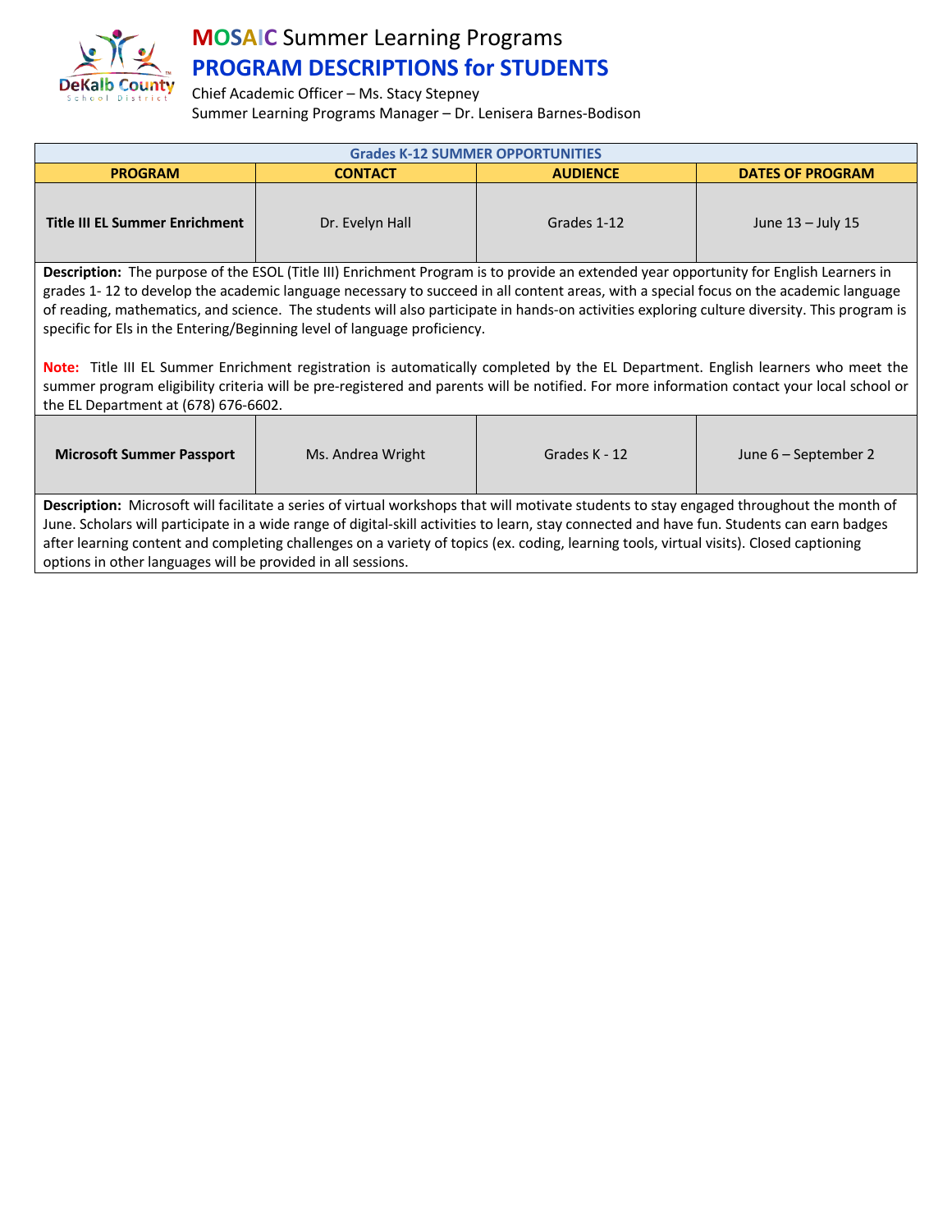# MOSAIC Summer Learning Programs

## PROGRAM DESCRIPTIONS for STUDENTS

Chief Academic Officer – Ms. Stacy Stepney
Summer Learning Programs Manager – Dr. Lenisera Barnes-Bodison

**Grades K-12 SUMMER OPPORTUNITIES**

| PROGRAM | CONTACT | AUDIENCE | DATES OF PROGRAM |
|---|---|---|---|
| **Title III EL Summer Enrichment** | Dr. Evelyn Hall | Grades 1-12 | June 13 – July 15 |

**Description:** The purpose of the ESOL (Title III) Enrichment Program is to provide an extended year opportunity for English Learners in grades 1- 12 to develop the academic language necessary to succeed in all content areas, with a special focus on the academic language of reading, mathematics, and science. The students will also participate in hands-on activities exploring culture diversity. This program is specific for Els in the Entering/Beginning level of language proficiency.

**Note:** Title III EL Summer Enrichment registration is automatically completed by the EL Department. English learners who meet the summer program eligibility criteria will be pre-registered and parents will be notified. For more information contact your local school or the EL Department at (678) 676-6602.

| PROGRAM | CONTACT | AUDIENCE | DATES OF PROGRAM |
|---|---|---|---|
| **Microsoft Summer Passport** | Ms. Andrea Wright | Grades K - 12 | June 6 – September 2 |

**Description:** Microsoft will facilitate a series of virtual workshops that will motivate students to stay engaged throughout the month of June. Scholars will participate in a wide range of digital-skill activities to learn, stay connected and have fun. Students can earn badges after learning content and completing challenges on a variety of topics (ex. coding, learning tools, virtual visits). Closed captioning options in other languages will be provided in all sessions.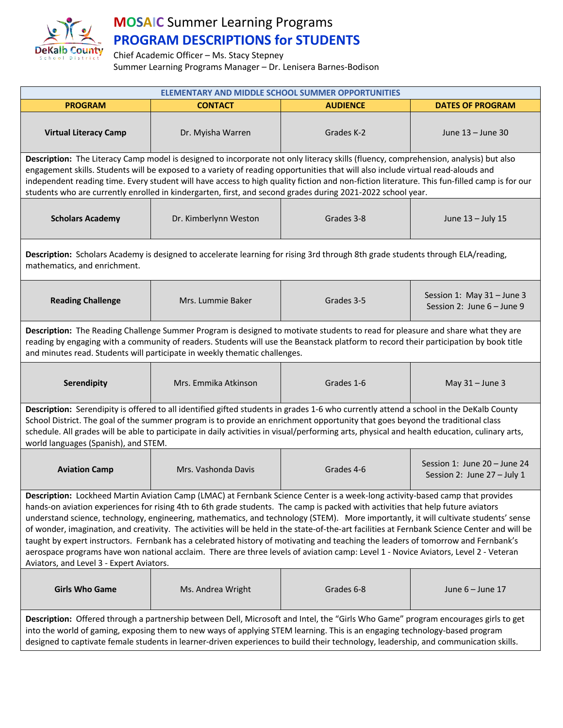# MOSAIC Summer Learning Programs

## PROGRAM DESCRIPTIONS for STUDENTS

Chief Academic Officer – Ms. Stacy Stepney
Summer Learning Programs Manager – Dr. Lenisera Barnes-Bodison

| ELEMENTARY AND MIDDLE SCHOOL SUMMER OPPORTUNITIES | | | |
|---|---|---|---|
| **PROGRAM** | **CONTACT** | **AUDIENCE** | **DATES OF PROGRAM** |
| **Virtual Literacy Camp** | Dr. Myisha Warren | Grades K-2 | June 13 – June 30 |
| **Description:** The Literacy Camp model is designed to incorporate not only literacy skills (fluency, comprehension, analysis) but also engagement skills. Students will be exposed to a variety of reading opportunities that will also include virtual read-alouds and independent reading time. Every student will have access to high quality fiction and non-fiction literature. This fun-filled camp is for our students who are currently enrolled in kindergarten, first, and second grades during 2021-2022 school year. | | | |
| **Scholars Academy** | Dr. Kimberlynn Weston | Grades 3-8 | June 13 – July 15 |
| **Description:** Scholars Academy is designed to accelerate learning for rising 3rd through 8th grade students through ELA/reading, mathematics, and enrichment. | | | |
| **Reading Challenge** | Mrs. Lummie Baker | Grades 3-5 | Session 1: May 31 – June 3<br>Session 2: June 6 – June 9 |
| **Description:** The Reading Challenge Summer Program is designed to motivate students to read for pleasure and share what they are reading by engaging with a community of readers. Students will use the Beanstack platform to record their participation by book title and minutes read. Students will participate in weekly thematic challenges. | | | |
| **Serendipity** | Mrs. Emmika Atkinson | Grades 1-6 | May 31 – June 3 |
| **Description:** Serendipity is offered to all identified gifted students in grades 1-6 who currently attend a school in the DeKalb County School District. The goal of the summer program is to provide an enrichment opportunity that goes beyond the traditional class schedule. All grades will be able to participate in daily activities in visual/performing arts, physical and health education, culinary arts, world languages (Spanish), and STEM. | | | |
| **Aviation Camp** | Mrs. Vashonda Davis | Grades 4-6 | Session 1: June 20 – June 24<br>Session 2: June 27 – July 1 |
| **Description:** Lockheed Martin Aviation Camp (LMAC) at Fernbank Science Center is a week-long activity-based camp that provides hands-on aviation experiences for rising 4th to 6th grade students. The camp is packed with activities that help future aviators understand science, technology, engineering, mathematics, and technology (STEM). More importantly, it will cultivate students' sense of wonder, imagination, and creativity. The activities will be held in the state-of-the-art facilities at Fernbank Science Center and will be taught by expert instructors. Fernbank has a celebrated history of motivating and teaching the leaders of tomorrow and Fernbank's aerospace programs have won national acclaim. There are three levels of aviation camp: Level 1 - Novice Aviators, Level 2 - Veteran Aviators, and Level 3 - Expert Aviators. | | | |
| **Girls Who Game** | Ms. Andrea Wright | Grades 6-8 | June 6 – June 17 |
| **Description:** Offered through a partnership between Dell, Microsoft and Intel, the "Girls Who Game" program encourages girls to get into the world of gaming, exposing them to new ways of applying STEM learning. This is an engaging technology-based program designed to captivate female students in learner-driven experiences to build their technology, leadership, and communication skills. | | | |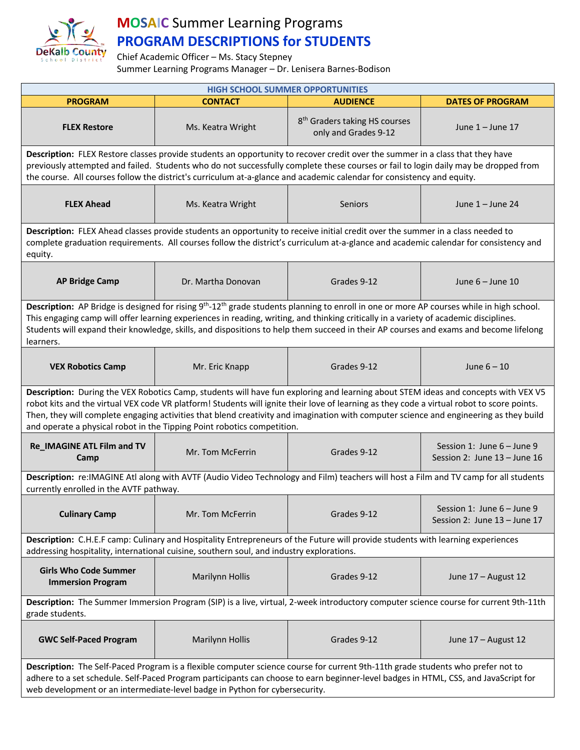# MOSAIC Summer Learning Programs

## PROGRAM DESCRIPTIONS for STUDENTS

Chief Academic Officer – Ms. Stacy Stepney
Summer Learning Programs Manager – Dr. Lenisera Barnes-Bodison

| HIGH SCHOOL SUMMER OPPORTUNITIES | | | |
|---|---|---|---|
| **PROGRAM** | **CONTACT** | **AUDIENCE** | **DATES OF PROGRAM** |
| **FLEX Restore** | Ms. Keatra Wright | 8th Graders taking HS courses only and Grades 9-12 | June 1 – June 17 |
| **Description:** FLEX Restore classes provide students an opportunity to recover credit over the summer in a class that they have previously attempted and failed. Students who do not successfully complete these courses or fail to login daily may be dropped from the course. All courses follow the district's curriculum at-a-glance and academic calendar for consistency and equity. | | | |
| **FLEX Ahead** | Ms. Keatra Wright | Seniors | June 1 – June 24 |
| **Description:** FLEX Ahead classes provide students an opportunity to receive initial credit over the summer in a class needed to complete graduation requirements. All courses follow the district's curriculum at-a-glance and academic calendar for consistency and equity. | | | |
| **AP Bridge Camp** | Dr. Martha Donovan | Grades 9-12 | June 6 – June 10 |
| **Description:** AP Bridge is designed for rising 9th-12th grade students planning to enroll in one or more AP courses while in high school. This engaging camp will offer learning experiences in reading, writing, and thinking critically in a variety of academic disciplines. Students will expand their knowledge, skills, and dispositions to help them succeed in their AP courses and exams and become lifelong learners. | | | |
| **VEX Robotics Camp** | Mr. Eric Knapp | Grades 9-12 | June 6 – 10 |
| **Description:** During the VEX Robotics Camp, students will have fun exploring and learning about STEM ideas and concepts with VEX V5 robot kits and the virtual VEX code VR platform! Students will ignite their love of learning as they code a virtual robot to score points. Then, they will complete engaging activities that blend creativity and imagination with computer science and engineering as they build and operate a physical robot in the Tipping Point robotics competition. | | | |
| **Re_IMAGINE ATL Film and TV Camp** | Mr. Tom McFerrin | Grades 9-12 | Session 1: June 6 – June 9<br>Session 2: June 13 – June 16 |
| **Description:** re:IMAGINE Atl along with AVTF (Audio Video Technology and Film) teachers will host a Film and TV camp for all students currently enrolled in the AVTF pathway. | | | |
| **Culinary Camp** | Mr. Tom McFerrin | Grades 9-12 | Session 1: June 6 – June 9<br>Session 2: June 13 – June 17 |
| **Description:** C.H.E.F camp: Culinary and Hospitality Entrepreneurs of the Future will provide students with learning experiences addressing hospitality, international cuisine, southern soul, and industry explorations. | | | |
| **Girls Who Code Summer Immersion Program** | Marilynn Hollis | Grades 9-12 | June 17 – August 12 |
| **Description:** The Summer Immersion Program (SIP) is a live, virtual, 2-week introductory computer science course for current 9th-11th grade students. | | | |
| **GWC Self-Paced Program** | Marilynn Hollis | Grades 9-12 | June 17 – August 12 |
| **Description:** The Self-Paced Program is a flexible computer science course for current 9th-11th grade students who prefer not to adhere to a set schedule. Self-Paced Program participants can choose to earn beginner-level badges in HTML, CSS, and JavaScript for web development or an intermediate-level badge in Python for cybersecurity. | | | |